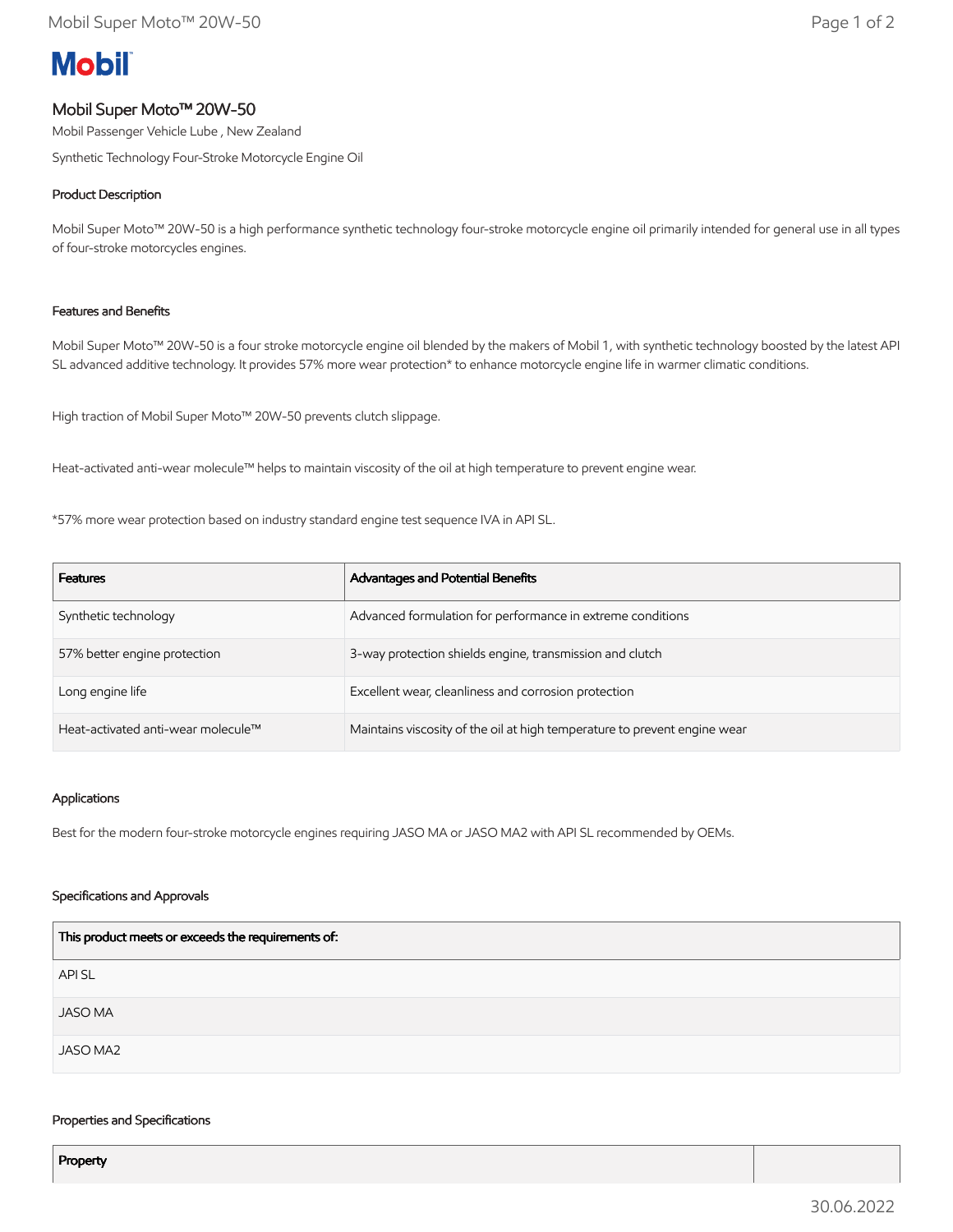# Mobil Super Moto™ 20W-50

Mobil Passenger Vehicle Lube , New Zealand

Synthetic Technology Four-Stroke Motorcycle Engine Oil

## Product Description

Mobil Super Moto™ 20W-50 is a high performance synthetic technology four-stroke motorcycle engine oil primarily intended for general use in all types of four-stroke motorcycles engines.

## Features and Benefits

Mobil Super Moto™ 20W-50 is a four stroke motorcycle engine oil blended by the makers of Mobil 1, with synthetic technology boosted by the latest API SL advanced additive technology. It provides 57% more wear protection* to enhance motorcycle engine life in warmer climatic conditions.

High traction of Mobil Super Moto™ 20W-50 prevents clutch slippage.

Heat-activated anti-wear molecule™ helps to maintain viscosity of the oil at high temperature to prevent engine wear.

*57% more wear protection based on industry standard engine test sequence IVA in API SL.

| Features | Advantages and Potential Benefits |
|---|---|
| Synthetic technology | Advanced formulation for performance in extreme conditions |
| 57% better engine protection | 3-way protection shields engine, transmission and clutch |
| Long engine life | Excellent wear, cleanliness and corrosion protection |
| Heat-activated anti-wear molecule™ | Maintains viscosity of the oil at high temperature to prevent engine wear |

## Applications

Best for the modern four-stroke motorcycle engines requiring JASO MA or JASO MA2 with API SL recommended by OEMs.

## Specifications and Approvals

| This product meets or exceeds the requirements of: |
|---|
| API SL |
| JASO MA |
| JASO MA2 |

## Properties and Specifications

| Property | |
|---|---|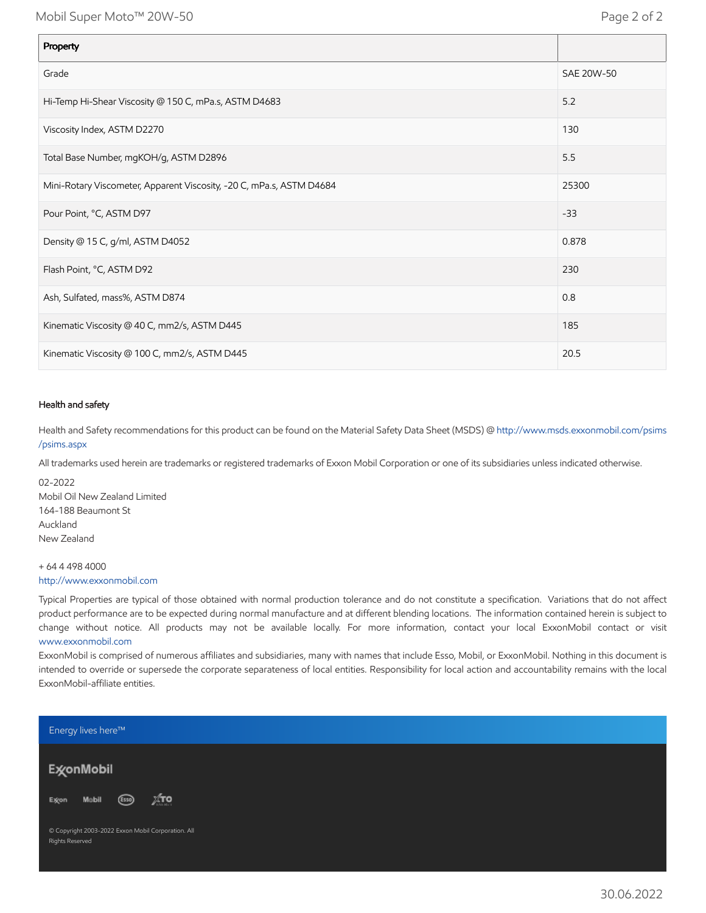| Property | |
|---|---|
| Grade | SAE 20W-50 |
| Hi-Temp Hi-Shear Viscosity @ 150 C, mPa.s, ASTM D4683 | 5.2 |
| Viscosity Index, ASTM D2270 | 130 |
| Total Base Number, mgKOH/g, ASTM D2896 | 5.5 |
| Mini-Rotary Viscometer, Apparent Viscosity, -20 C, mPa.s, ASTM D4684 | 25300 |
| Pour Point, °C, ASTM D97 | -33 |
| Density @ 15 C, g/ml, ASTM D4052 | 0.878 |
| Flash Point, °C, ASTM D92 | 230 |
| Ash, Sulfated, mass%, ASTM D874 | 0.8 |
| Kinematic Viscosity @ 40 C, mm2/s, ASTM D445 | 185 |
| Kinematic Viscosity @ 100 C, mm2/s, ASTM D445 | 20.5 |

### Health and safety

Health and Safety recommendations for this product can be found on the Material Safety Data Sheet (MSDS) @ http://www.msds.exxonmobil.com/psims/psims.aspx

All trademarks used herein are trademarks or registered trademarks of Exxon Mobil Corporation or one of its subsidiaries unless indicated otherwise.

02-2022
Mobil Oil New Zealand Limited
164-188 Beaumont St
Auckland
New Zealand

+ 64 4 498 4000
http://www.exxonmobil.com

Typical Properties are typical of those obtained with normal production tolerance and do not constitute a specification. Variations that do not affect product performance are to be expected during normal manufacture and at different blending locations. The information contained herein is subject to change without notice. All products may not be available locally. For more information, contact your local ExxonMobil contact or visit www.exxonmobil.com

ExxonMobil is comprised of numerous affiliates and subsidiaries, many with names that include Esso, Mobil, or ExxonMobil. Nothing in this document is intended to override or supersede the corporate separateness of local entities. Responsibility for local action and accountability remains with the local ExxonMobil-affiliate entities.

Energy lives here™

ExxonMobil

Exxon Mobil Esso XTO

© Copyright 2003-2022 Exxon Mobil Corporation. All Rights Reserved